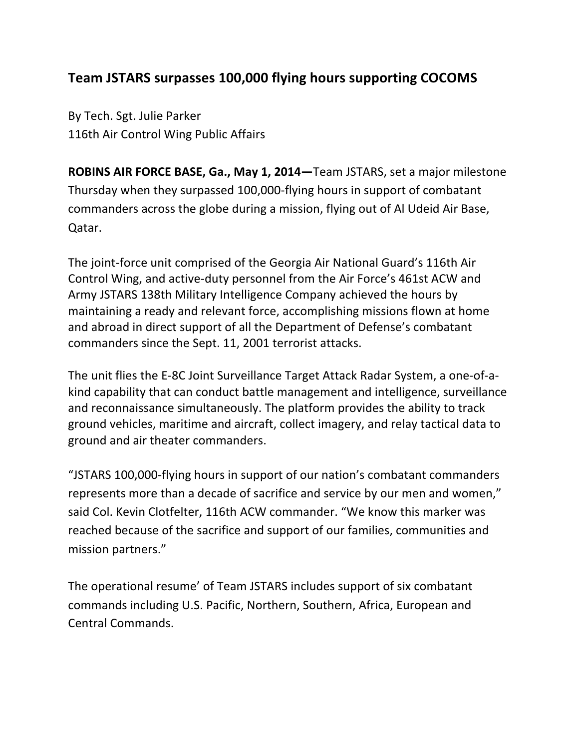# Team JSTARS surpasses 100,000 flying hours supporting COCOMS

By Tech. Sgt. Julie Parker
116th Air Control Wing Public Affairs

**ROBINS AIR FORCE BASE, Ga., May 1, 2014—**Team JSTARS, set a major milestone Thursday when they surpassed 100,000-flying hours in support of combatant commanders across the globe during a mission, flying out of Al Udeid Air Base, Qatar.

The joint-force unit comprised of the Georgia Air National Guard's 116th Air Control Wing, and active-duty personnel from the Air Force's 461st ACW and Army JSTARS 138th Military Intelligence Company achieved the hours by maintaining a ready and relevant force, accomplishing missions flown at home and abroad in direct support of all the Department of Defense's combatant commanders since the Sept. 11, 2001 terrorist attacks.

The unit flies the E-8C Joint Surveillance Target Attack Radar System, a one-of-a-kind capability that can conduct battle management and intelligence, surveillance and reconnaissance simultaneously. The platform provides the ability to track ground vehicles, maritime and aircraft, collect imagery, and relay tactical data to ground and air theater commanders.

"JSTARS 100,000-flying hours in support of our nation's combatant commanders represents more than a decade of sacrifice and service by our men and women," said Col. Kevin Clotfelter, 116th ACW commander. "We know this marker was reached because of the sacrifice and support of our families, communities and mission partners."

The operational resume' of Team JSTARS includes support of six combatant commands including U.S. Pacific, Northern, Southern, Africa, European and Central Commands.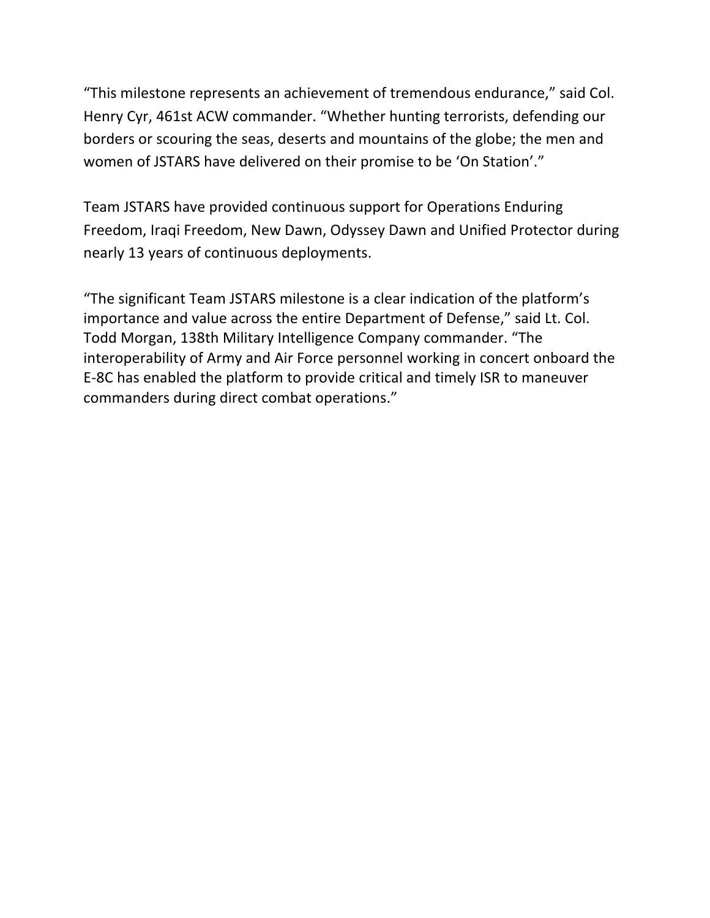“This milestone represents an achievement of tremendous endurance,” said Col. Henry Cyr, 461st ACW commander. “Whether hunting terrorists, defending our borders or scouring the seas, deserts and mountains of the globe; the men and women of JSTARS have delivered on their promise to be ‘On Station’.”

Team JSTARS have provided continuous support for Operations Enduring Freedom, Iraqi Freedom, New Dawn, Odyssey Dawn and Unified Protector during nearly 13 years of continuous deployments.

“The significant Team JSTARS milestone is a clear indication of the platform’s importance and value across the entire Department of Defense,” said Lt. Col. Todd Morgan, 138th Military Intelligence Company commander. “The interoperability of Army and Air Force personnel working in concert onboard the E-8C has enabled the platform to provide critical and timely ISR to maneuver commanders during direct combat operations.”